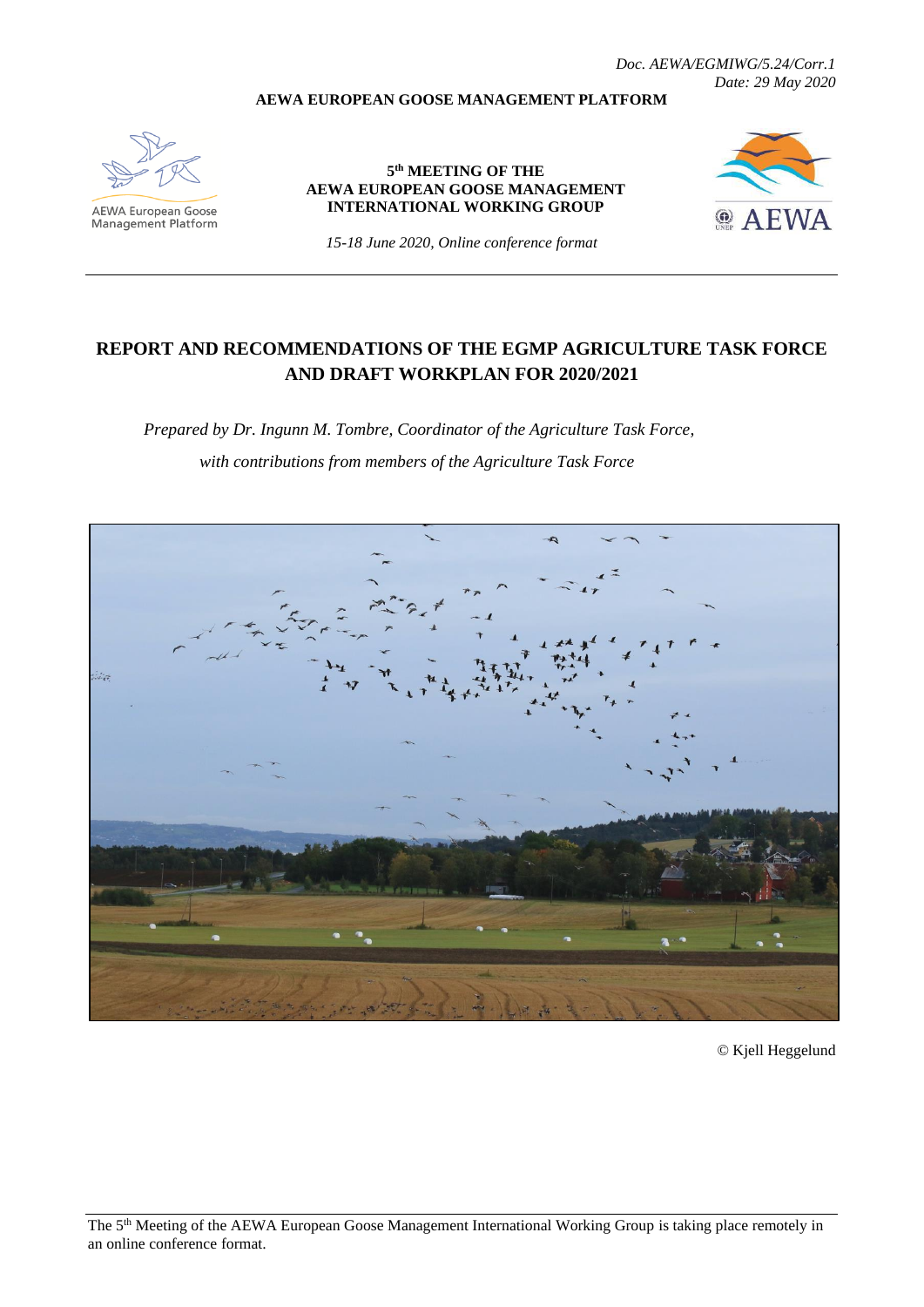*Doc. AEWA/EGMIWG/5.24/Corr.1*
*Date: 29 May 2020*

**AEWA EUROPEAN GOOSE MANAGEMENT PLATFORM**

AEWA European Goose Management Platform

**5th MEETING OF THE AEWA EUROPEAN GOOSE MANAGEMENT INTERNATIONAL WORKING GROUP**

*15-18 June 2020, Online conference format*

# REPORT AND RECOMMENDATIONS OF THE EGMP AGRICULTURE TASK FORCE AND DRAFT WORKPLAN FOR 2020/2021

*Prepared by Dr. Ingunn M. Tombre, Coordinator of the Agriculture Task Force, with contributions from members of the Agriculture Task Force*

© Kjell Heggelund

The 5th Meeting of the AEWA European Goose Management International Working Group is taking place remotely in an online conference format.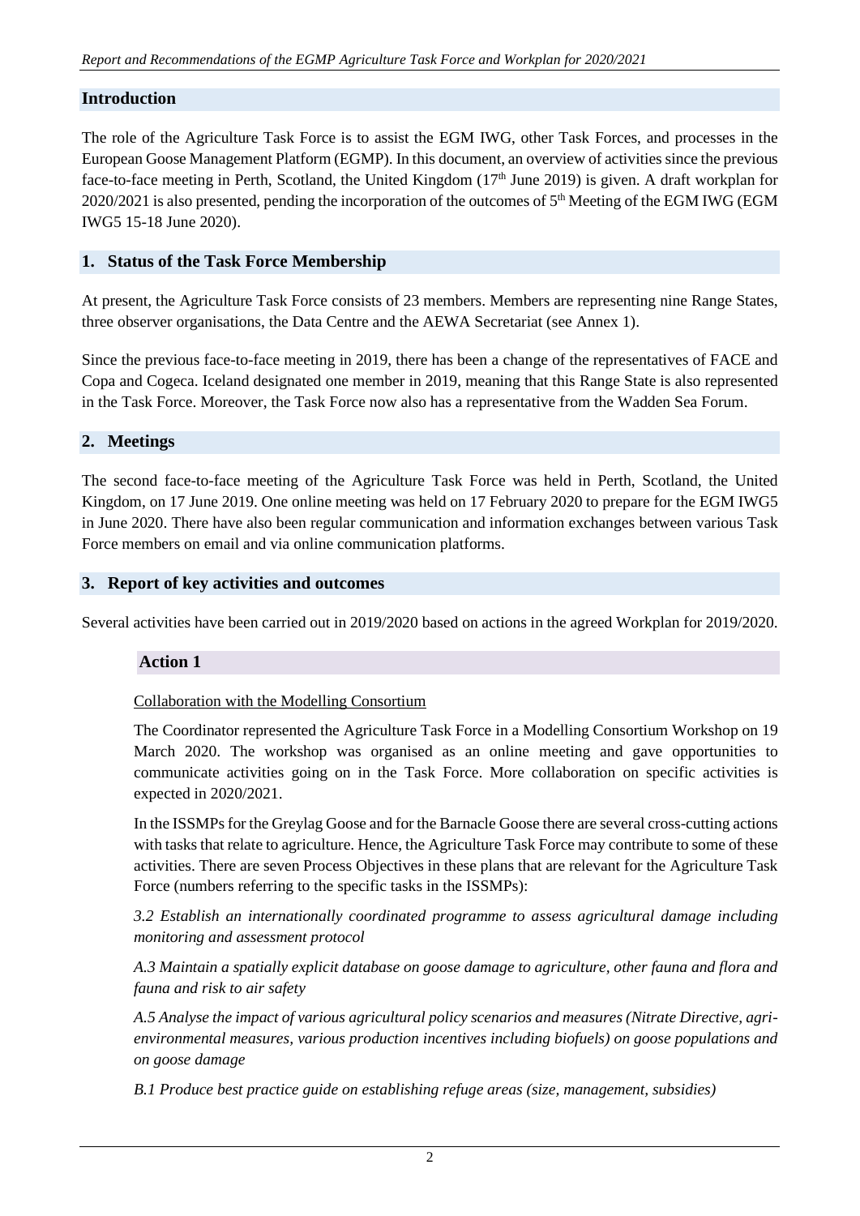## Introduction

The role of the Agriculture Task Force is to assist the EGM IWG, other Task Forces, and processes in the European Goose Management Platform (EGMP). In this document, an overview of activities since the previous face-to-face meeting in Perth, Scotland, the United Kingdom (17th June 2019) is given. A draft workplan for 2020/2021 is also presented, pending the incorporation of the outcomes of 5th Meeting of the EGM IWG (EGM IWG5 15-18 June 2020).

## 1. Status of the Task Force Membership

At present, the Agriculture Task Force consists of 23 members. Members are representing nine Range States, three observer organisations, the Data Centre and the AEWA Secretariat (see Annex 1).

Since the previous face-to-face meeting in 2019, there has been a change of the representatives of FACE and Copa and Cogeca. Iceland designated one member in 2019, meaning that this Range State is also represented in the Task Force. Moreover, the Task Force now also has a representative from the Wadden Sea Forum.

## 2. Meetings

The second face-to-face meeting of the Agriculture Task Force was held in Perth, Scotland, the United Kingdom, on 17 June 2019. One online meeting was held on 17 February 2020 to prepare for the EGM IWG5 in June 2020. There have also been regular communication and information exchanges between various Task Force members on email and via online communication platforms.

## 3. Report of key activities and outcomes

Several activities have been carried out in 2019/2020 based on actions in the agreed Workplan for 2019/2020.

### Action 1

Collaboration with the Modelling Consortium

The Coordinator represented the Agriculture Task Force in a Modelling Consortium Workshop on 19 March 2020. The workshop was organised as an online meeting and gave opportunities to communicate activities going on in the Task Force. More collaboration on specific activities is expected in 2020/2021.

In the ISSMPs for the Greylag Goose and for the Barnacle Goose there are several cross-cutting actions with tasks that relate to agriculture. Hence, the Agriculture Task Force may contribute to some of these activities. There are seven Process Objectives in these plans that are relevant for the Agriculture Task Force (numbers referring to the specific tasks in the ISSMPs):

*3.2 Establish an internationally coordinated programme to assess agricultural damage including monitoring and assessment protocol*

*A.3 Maintain a spatially explicit database on goose damage to agriculture, other fauna and flora and fauna and risk to air safety*

*A.5 Analyse the impact of various agricultural policy scenarios and measures (Nitrate Directive, agri-environmental measures, various production incentives including biofuels) on goose populations and on goose damage*

*B.1 Produce best practice guide on establishing refuge areas (size, management, subsidies)*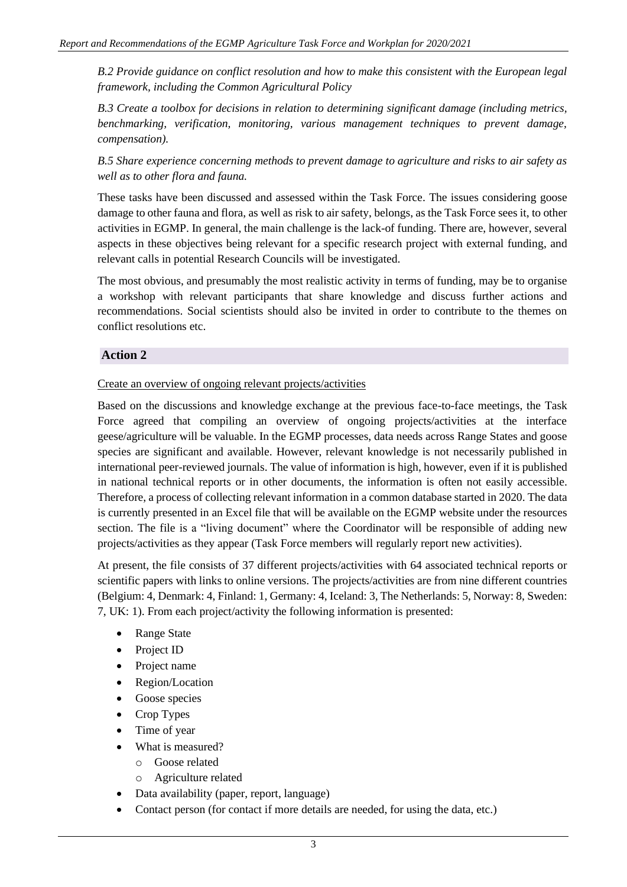*B.2 Provide guidance on conflict resolution and how to make this consistent with the European legal framework, including the Common Agricultural Policy*

*B.3 Create a toolbox for decisions in relation to determining significant damage (including metrics, benchmarking, verification, monitoring, various management techniques to prevent damage, compensation).*

*B.5 Share experience concerning methods to prevent damage to agriculture and risks to air safety as well as to other flora and fauna.*

These tasks have been discussed and assessed within the Task Force. The issues considering goose damage to other fauna and flora, as well as risk to air safety, belongs, as the Task Force sees it, to other activities in EGMP. In general, the main challenge is the lack-of funding. There are, however, several aspects in these objectives being relevant for a specific research project with external funding, and relevant calls in potential Research Councils will be investigated.

The most obvious, and presumably the most realistic activity in terms of funding, may be to organise a workshop with relevant participants that share knowledge and discuss further actions and recommendations. Social scientists should also be invited in order to contribute to the themes on conflict resolutions etc.

## Action 2

Create an overview of ongoing relevant projects/activities

Based on the discussions and knowledge exchange at the previous face-to-face meetings, the Task Force agreed that compiling an overview of ongoing projects/activities at the interface geese/agriculture will be valuable. In the EGMP processes, data needs across Range States and goose species are significant and available. However, relevant knowledge is not necessarily published in international peer-reviewed journals. The value of information is high, however, even if it is published in national technical reports or in other documents, the information is often not easily accessible. Therefore, a process of collecting relevant information in a common database started in 2020. The data is currently presented in an Excel file that will be available on the EGMP website under the resources section. The file is a "living document" where the Coordinator will be responsible of adding new projects/activities as they appear (Task Force members will regularly report new activities).

At present, the file consists of 37 different projects/activities with 64 associated technical reports or scientific papers with links to online versions. The projects/activities are from nine different countries (Belgium: 4, Denmark: 4, Finland: 1, Germany: 4, Iceland: 3, The Netherlands: 5, Norway: 8, Sweden: 7, UK: 1). From each project/activity the following information is presented:

- Range State
- Project ID
- Project name
- Region/Location
- Goose species
- Crop Types
- Time of year
- What is measured?
    - Goose related
    - Agriculture related
- Data availability (paper, report, language)
- Contact person (for contact if more details are needed, for using the data, etc.)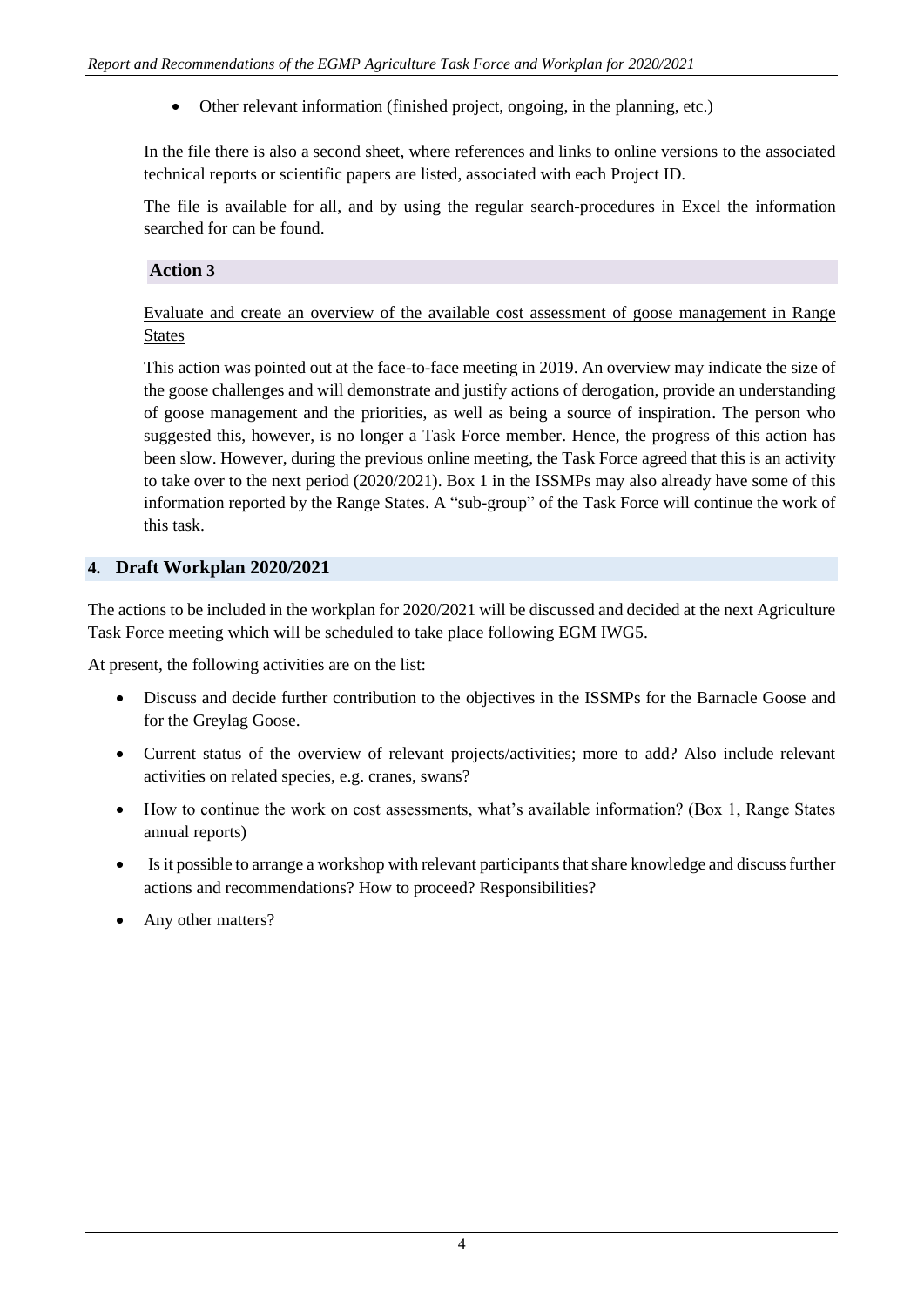- Other relevant information (finished project, ongoing, in the planning, etc.)

In the file there is also a second sheet, where references and links to online versions to the associated technical reports or scientific papers are listed, associated with each Project ID.

The file is available for all, and by using the regular search-procedures in Excel the information searched for can be found.

### Action 3

Evaluate and create an overview of the available cost assessment of goose management in Range States

This action was pointed out at the face-to-face meeting in 2019. An overview may indicate the size of the goose challenges and will demonstrate and justify actions of derogation, provide an understanding of goose management and the priorities, as well as being a source of inspiration. The person who suggested this, however, is no longer a Task Force member. Hence, the progress of this action has been slow. However, during the previous online meeting, the Task Force agreed that this is an activity to take over to the next period (2020/2021). Box 1 in the ISSMPs may also already have some of this information reported by the Range States. A "sub-group" of the Task Force will continue the work of this task.

## 4. Draft Workplan 2020/2021

The actions to be included in the workplan for 2020/2021 will be discussed and decided at the next Agriculture Task Force meeting which will be scheduled to take place following EGM IWG5.

At present, the following activities are on the list:

- Discuss and decide further contribution to the objectives in the ISSMPs for the Barnacle Goose and for the Greylag Goose.
- Current status of the overview of relevant projects/activities; more to add? Also include relevant activities on related species, e.g. cranes, swans?
- How to continue the work on cost assessments, what's available information? (Box 1, Range States annual reports)
- Is it possible to arrange a workshop with relevant participants that share knowledge and discuss further actions and recommendations? How to proceed? Responsibilities?
- Any other matters?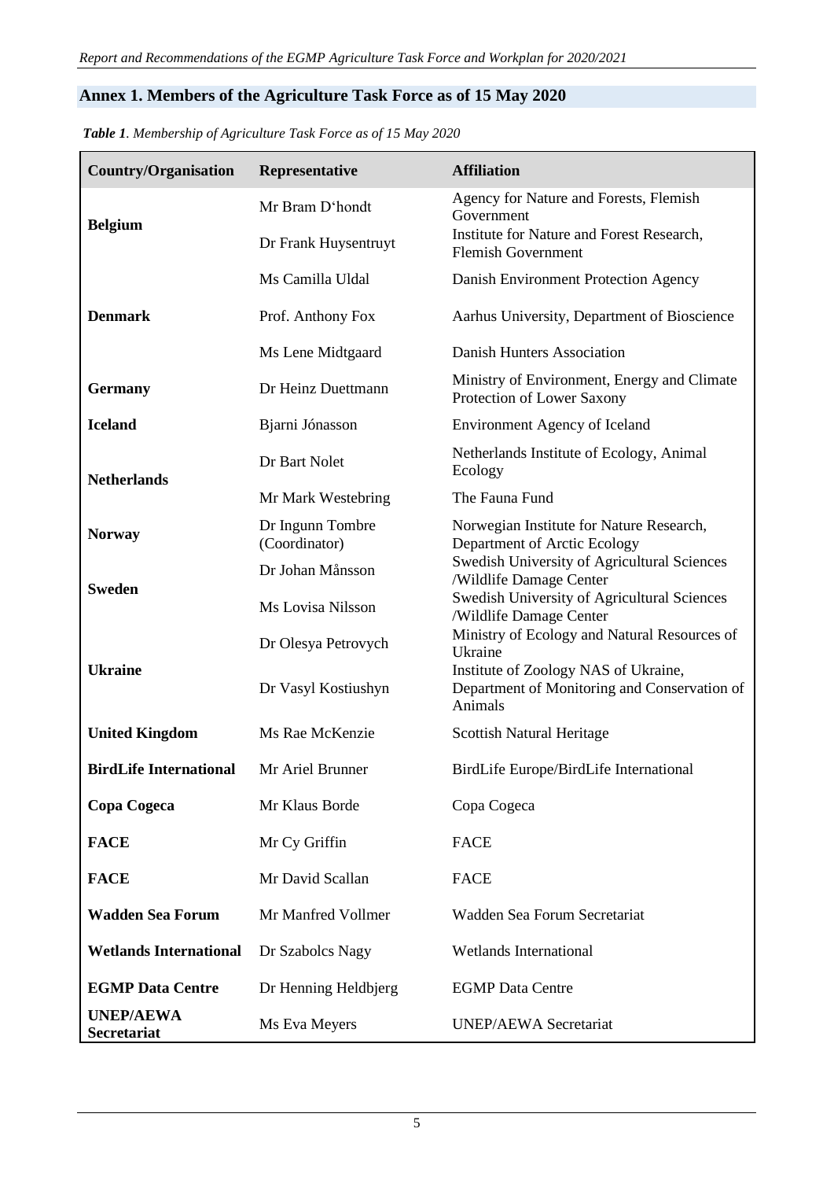## Annex 1. Members of the Agriculture Task Force as of 15 May 2020

***Table 1***. *Membership of Agriculture Task Force as of 15 May 2020*

| Country/Organisation | Representative | Affiliation |
|---|---|---|
| **Belgium** | Mr Bram D'hondt | Agency for Nature and Forests, Flemish Government |
| | Dr Frank Huysentruyt | Institute for Nature and Forest Research, Flemish Government |
| **Denmark** | Ms Camilla Uldal | Danish Environment Protection Agency |
| | Prof. Anthony Fox | Aarhus University, Department of Bioscience |
| | Ms Lene Midtgaard | Danish Hunters Association |
| **Germany** | Dr Heinz Duettmann | Ministry of Environment, Energy and Climate Protection of Lower Saxony |
| **Iceland** | Bjarni Jónasson | Environment Agency of Iceland |
| **Netherlands** | Dr Bart Nolet | Netherlands Institute of Ecology, Animal Ecology |
| | Mr Mark Westebring | The Fauna Fund |
| **Norway** | Dr Ingunn Tombre (Coordinator) | Norwegian Institute for Nature Research, Department of Arctic Ecology |
| **Sweden** | Dr Johan Månsson | Swedish University of Agricultural Sciences /Wildlife Damage Center |
| | Ms Lovisa Nilsson | Swedish University of Agricultural Sciences /Wildlife Damage Center |
| **Ukraine** | Dr Olesya Petrovych | Ministry of Ecology and Natural Resources of Ukraine |
| | Dr Vasyl Kostiushyn | Institute of Zoology NAS of Ukraine, Department of Monitoring and Conservation of Animals |
| **United Kingdom** | Ms Rae McKenzie | Scottish Natural Heritage |
| **BirdLife International** | Mr Ariel Brunner | BirdLife Europe/BirdLife International |
| **Copa Cogeca** | Mr Klaus Borde | Copa Cogeca |
| **FACE** | Mr Cy Griffin | FACE |
| **FACE** | Mr David Scallan | FACE |
| **Wadden Sea Forum** | Mr Manfred Vollmer | Wadden Sea Forum Secretariat |
| **Wetlands International** | Dr Szabolcs Nagy | Wetlands International |
| **EGMP Data Centre** | Dr Henning Heldbjerg | EGMP Data Centre |
| **UNEP/AEWA Secretariat** | Ms Eva Meyers | UNEP/AEWA Secretariat |